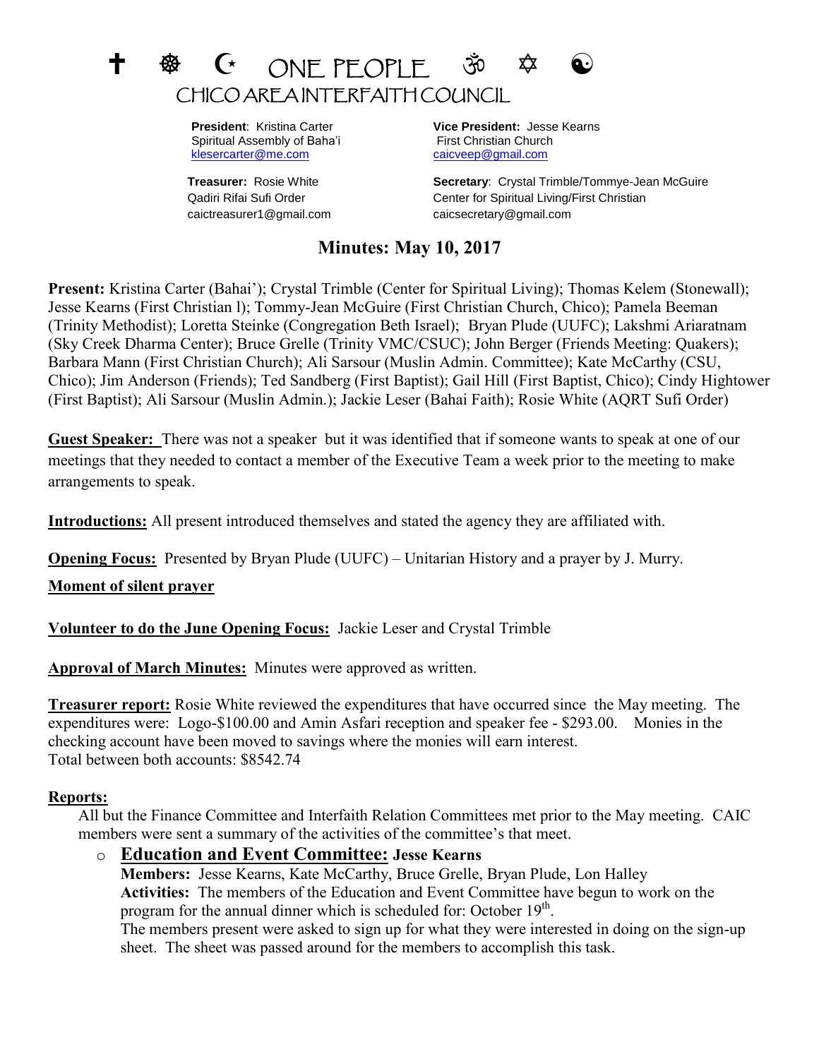✝ ☸ ☪ ONE PEOPLE ॐ ✡ ☯

# CHICO AREA INTERFAITH COUNCIL

**President**: Kristina Carter
Spiritual Assembly of Baha'i
klesercarter@me.com

**Vice President:** Jesse Kearns
First Christian Church
caicveep@gmail.com

**Treasurer:** Rosie White
Qadiri Rifai Sufi Order
caictreasurer1@gmail.com

**Secretary**: Crystal Trimble/Tommye-Jean McGuire
Center for Spiritual Living/First Christian
caicsecretary@gmail.com

## Minutes: May 10, 2017

**Present:** Kristina Carter (Bahai'); Crystal Trimble (Center for Spiritual Living); Thomas Kelem (Stonewall); Jesse Kearns (First Christian l); Tommy-Jean McGuire (First Christian Church, Chico); Pamela Beeman (Trinity Methodist); Loretta Steinke (Congregation Beth Israel); Bryan Plude (UUFC); Lakshmi Ariaratnam (Sky Creek Dharma Center); Bruce Grelle (Trinity VMC/CSUC); John Berger (Friends Meeting: Quakers); Barbara Mann (First Christian Church); Ali Sarsour (Muslin Admin. Committee); Kate McCarthy (CSU, Chico); Jim Anderson (Friends); Ted Sandberg (First Baptist); Gail Hill (First Baptist, Chico); Cindy Hightower (First Baptist); Ali Sarsour (Muslin Admin.); Jackie Leser (Bahai Faith); Rosie White (AQRT Sufi Order)

**Guest Speaker:** There was not a speaker but it was identified that if someone wants to speak at one of our meetings that they needed to contact a member of the Executive Team a week prior to the meeting to make arrangements to speak.

**Introductions:** All present introduced themselves and stated the agency they are affiliated with.

**Opening Focus:** Presented by Bryan Plude (UUFC) – Unitarian History and a prayer by J. Murry.

**Moment of silent prayer**

**Volunteer to do the June Opening Focus:** Jackie Leser and Crystal Trimble

**Approval of March Minutes:** Minutes were approved as written.

**Treasurer report:** Rosie White reviewed the expenditures that have occurred since the May meeting. The expenditures were: Logo-$100.00 and Amin Asfari reception and speaker fee - $293.00. Monies in the checking account have been moved to savings where the monies will earn interest.
Total between both accounts: $8542.74

**Reports:**

All but the Finance Committee and Interfaith Relation Committees met prior to the May meeting. CAIC members were sent a summary of the activities of the committee's that meet.

- **Education and Event Committee: Jesse Kearns**
  **Members:** Jesse Kearns, Kate McCarthy, Bruce Grelle, Bryan Plude, Lon Halley
  **Activities:** The members of the Education and Event Committee have begun to work on the program for the annual dinner which is scheduled for: October 19th.
  The members present were asked to sign up for what they were interested in doing on the sign-up sheet. The sheet was passed around for the members to accomplish this task.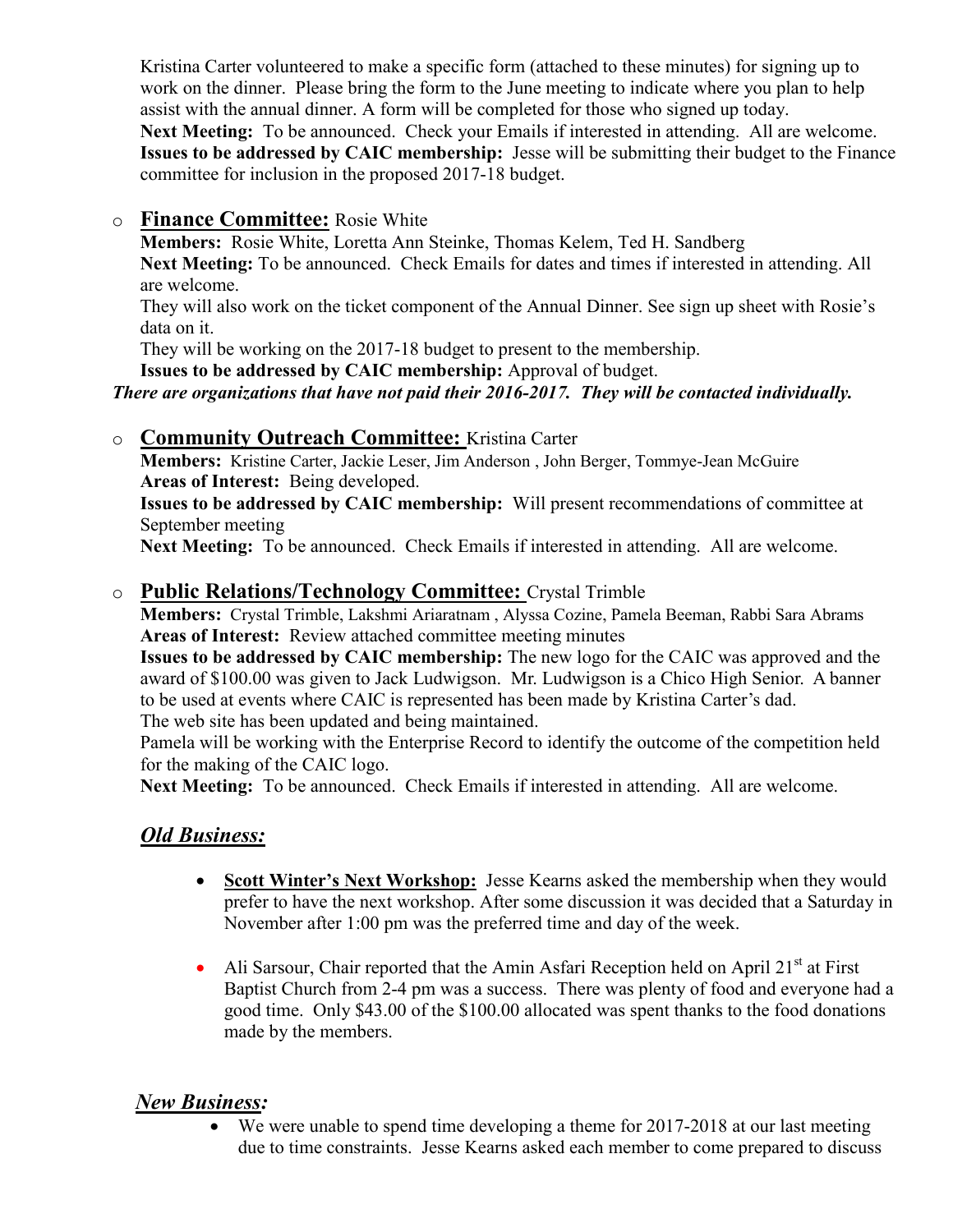Kristina Carter volunteered to make a specific form (attached to these minutes) for signing up to work on the dinner. Please bring the form to the June meeting to indicate where you plan to help assist with the annual dinner. A form will be completed for those who signed up today.
**Next Meeting:** To be announced. Check your Emails if interested in attending. All are welcome.
**Issues to be addressed by CAIC membership:** Jesse will be submitting their budget to the Finance committee for inclusion in the proposed 2017-18 budget.

- **Finance Committee:** Rosie White
  **Members:** Rosie White, Loretta Ann Steinke, Thomas Kelem, Ted H. Sandberg
  **Next Meeting:** To be announced. Check Emails for dates and times if interested in attending. All are welcome.
  They will also work on the ticket component of the Annual Dinner. See sign up sheet with Rosie's data on it.
  They will be working on the 2017-18 budget to present to the membership.
  **Issues to be addressed by CAIC membership:** Approval of budget.

***There are organizations that have not paid their 2016-2017. They will be contacted individually.***

- **Community Outreach Committee:** Kristina Carter
  **Members:** Kristine Carter, Jackie Leser, Jim Anderson , John Berger, Tommye-Jean McGuire
  **Areas of Interest:** Being developed.
  **Issues to be addressed by CAIC membership:** Will present recommendations of committee at September meeting
  **Next Meeting:** To be announced. Check Emails if interested in attending. All are welcome.

- **Public Relations/Technology Committee:** Crystal Trimble
  **Members:** Crystal Trimble, Lakshmi Ariaratnam , Alyssa Cozine, Pamela Beeman, Rabbi Sara Abrams
  **Areas of Interest:** Review attached committee meeting minutes
  **Issues to be addressed by CAIC membership:** The new logo for the CAIC was approved and the award of $100.00 was given to Jack Ludwigson. Mr. Ludwigson is a Chico High Senior. A banner to be used at events where CAIC is represented has been made by Kristina Carter's dad.
  The web site has been updated and being maintained.
  Pamela will be working with the Enterprise Record to identify the outcome of the competition held for the making of the CAIC logo.
  **Next Meeting:** To be announced. Check Emails if interested in attending. All are welcome.

## ***Old Business:***

- **Scott Winter's Next Workshop:** Jesse Kearns asked the membership when they would prefer to have the next workshop. After some discussion it was decided that a Saturday in November after 1:00 pm was the preferred time and day of the week.

- Ali Sarsour, Chair reported that the Amin Asfari Reception held on April 21st at First Baptist Church from 2-4 pm was a success. There was plenty of food and everyone had a good time. Only $43.00 of the $100.00 allocated was spent thanks to the food donations made by the members.

## ***New Business:***

- We were unable to spend time developing a theme for 2017-2018 at our last meeting due to time constraints. Jesse Kearns asked each member to come prepared to discuss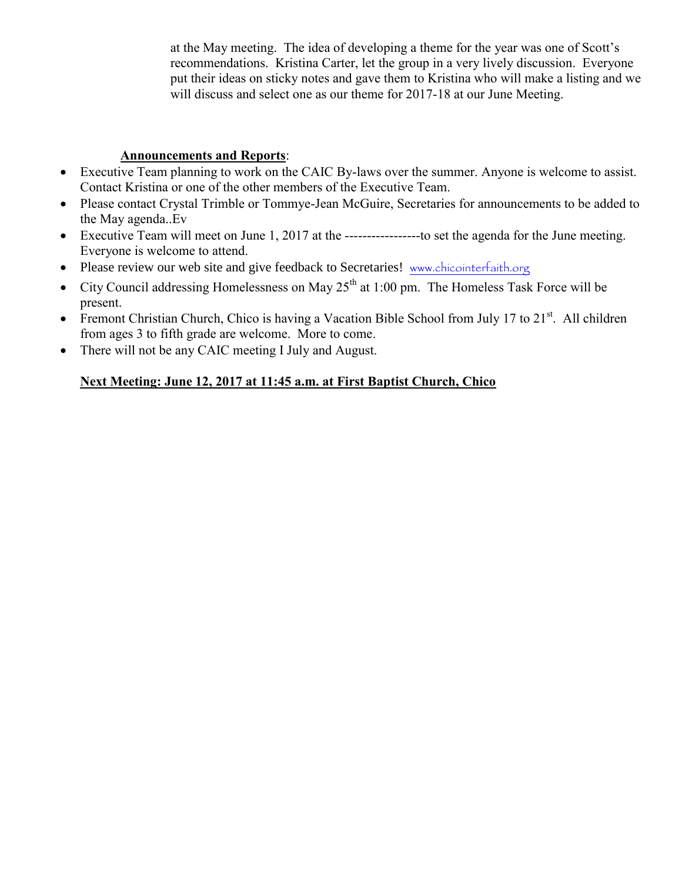at the May meeting. The idea of developing a theme for the year was one of Scott's recommendations. Kristina Carter, let the group in a very lively discussion. Everyone put their ideas on sticky notes and gave them to Kristina who will make a listing and we will discuss and select one as our theme for 2017-18 at our June Meeting.

**Announcements and Reports**:

- Executive Team planning to work on the CAIC By-laws over the summer. Anyone is welcome to assist. Contact Kristina or one of the other members of the Executive Team.
- Please contact Crystal Trimble or Tommye-Jean McGuire, Secretaries for announcements to be added to the May agenda..Ev
- Executive Team will meet on June 1, 2017 at the -----------------to set the agenda for the June meeting. Everyone is welcome to attend.
- Please review our web site and give feedback to Secretaries! www.chicointerfaith.org
- City Council addressing Homelessness on May 25th at 1:00 pm. The Homeless Task Force will be present.
- Fremont Christian Church, Chico is having a Vacation Bible School from July 17 to 21st. All children from ages 3 to fifth grade are welcome. More to come.
- There will not be any CAIC meeting I July and August.

**Next Meeting: June 12, 2017 at 11:45 a.m. at First Baptist Church, Chico**